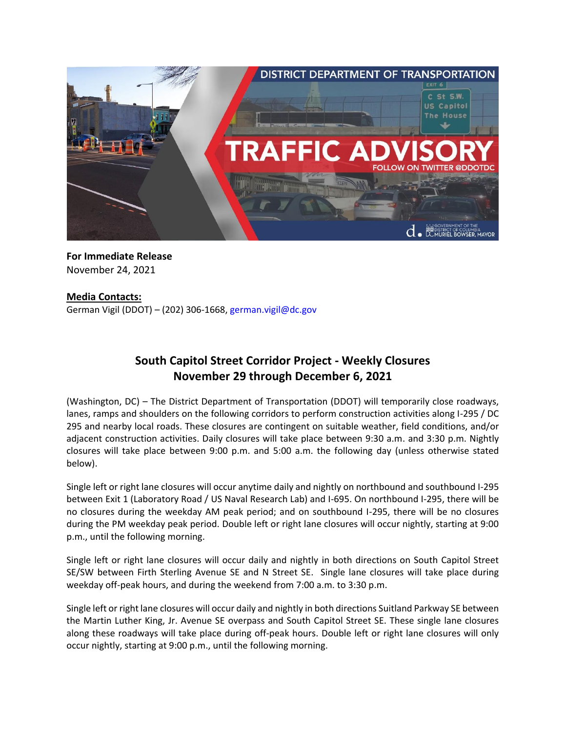**For Immediate Release**
November 24, 2021

**Media Contacts:**
German Vigil (DDOT) – (202) 306-1668, german.vigil@dc.gov

## South Capitol Street Corridor Project - Weekly Closures
## November 29 through December 6, 2021

(Washington, DC) – The District Department of Transportation (DDOT) will temporarily close roadways, lanes, ramps and shoulders on the following corridors to perform construction activities along I-295 / DC 295 and nearby local roads. These closures are contingent on suitable weather, field conditions, and/or adjacent construction activities. Daily closures will take place between 9:30 a.m. and 3:30 p.m. Nightly closures will take place between 9:00 p.m. and 5:00 a.m. the following day (unless otherwise stated below).

Single left or right lane closures will occur anytime daily and nightly on northbound and southbound I-295 between Exit 1 (Laboratory Road / US Naval Research Lab) and I-695. On northbound I-295, there will be no closures during the weekday AM peak period; and on southbound I-295, there will be no closures during the PM weekday peak period. Double left or right lane closures will occur nightly, starting at 9:00 p.m., until the following morning.

Single left or right lane closures will occur daily and nightly in both directions on South Capitol Street SE/SW between Firth Sterling Avenue SE and N Street SE. Single lane closures will take place during weekday off-peak hours, and during the weekend from 7:00 a.m. to 3:30 p.m.

Single left or right lane closures will occur daily and nightly in both directions Suitland Parkway SE between the Martin Luther King, Jr. Avenue SE overpass and South Capitol Street SE. These single lane closures along these roadways will take place during off-peak hours. Double left or right lane closures will only occur nightly, starting at 9:00 p.m., until the following morning.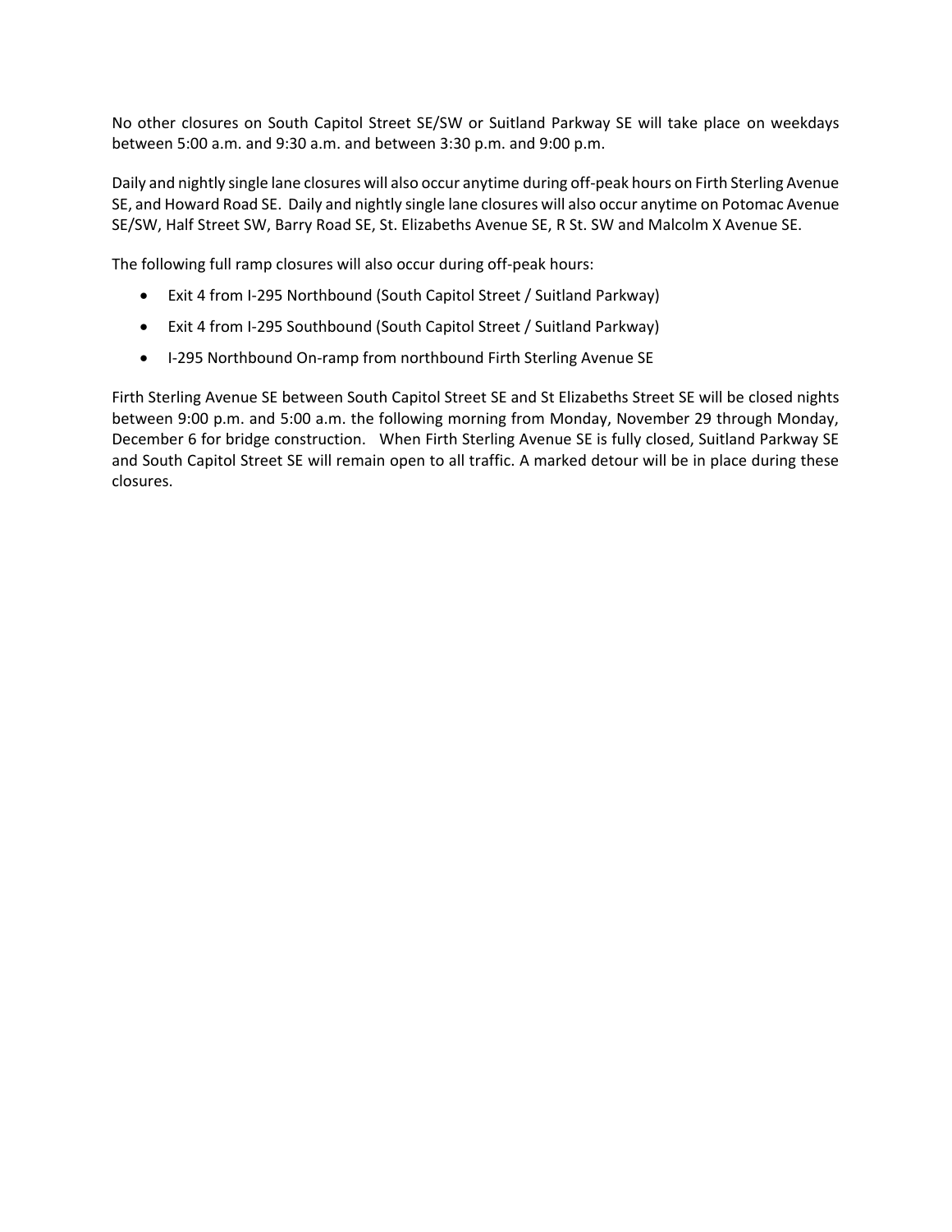No other closures on South Capitol Street SE/SW or Suitland Parkway SE will take place on weekdays between 5:00 a.m. and 9:30 a.m. and between 3:30 p.m. and 9:00 p.m.

Daily and nightly single lane closures will also occur anytime during off-peak hours on Firth Sterling Avenue SE, and Howard Road SE. Daily and nightly single lane closures will also occur anytime on Potomac Avenue SE/SW, Half Street SW, Barry Road SE, St. Elizabeths Avenue SE, R St. SW and Malcolm X Avenue SE.

The following full ramp closures will also occur during off-peak hours:

- Exit 4 from I-295 Northbound (South Capitol Street / Suitland Parkway)
- Exit 4 from I-295 Southbound (South Capitol Street / Suitland Parkway)
- I-295 Northbound On-ramp from northbound Firth Sterling Avenue SE

Firth Sterling Avenue SE between South Capitol Street SE and St Elizabeths Street SE will be closed nights between 9:00 p.m. and 5:00 a.m. the following morning from Monday, November 29 through Monday, December 6 for bridge construction. When Firth Sterling Avenue SE is fully closed, Suitland Parkway SE and South Capitol Street SE will remain open to all traffic. A marked detour will be in place during these closures.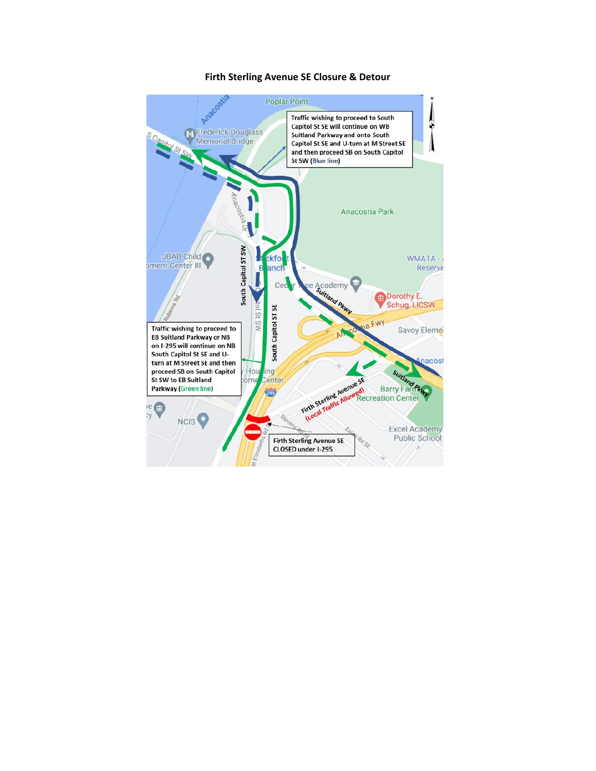## Firth Sterling Avenue SE Closure & Detour

Traffic wishing to proceed to South Capitol St SE will continue on WB Suitland Parkway and onto South Capitol St SE and U-turn at M Street SE and then proceed SB on South Capitol St SW (Blue line)

Traffic wishing to proceed to EB Suitland Parkway or NB on I-295 will continue on NB South Capitol St SE and U-turn at M Street SE and then proceed SB on South Capitol St SW to EB Suitland Parkway (Green line)

Firth Sterling Avenue SE CLOSED under I-295

Firth Sterling Avenue SE (Local Traffic Allowed)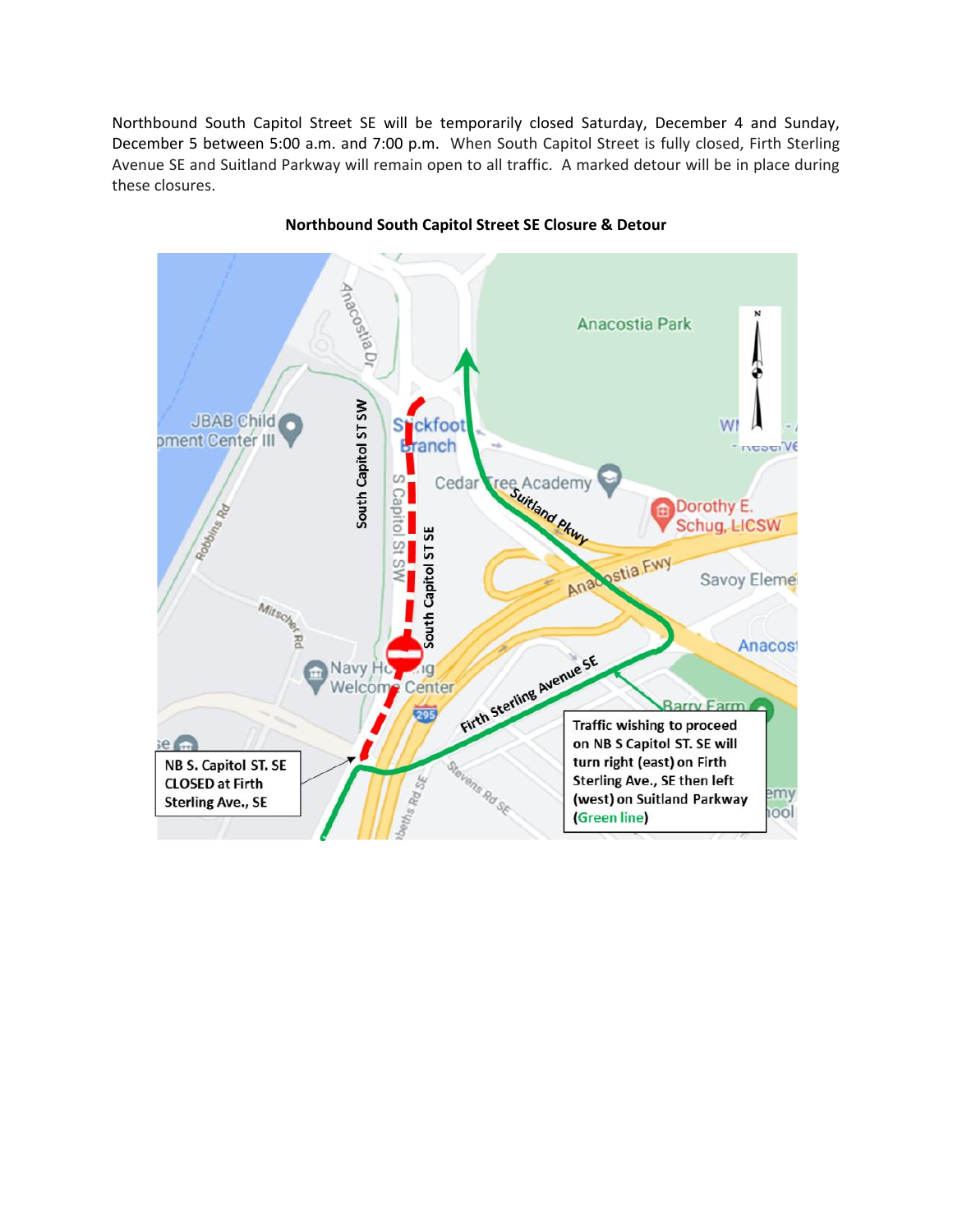Northbound South Capitol Street SE will be temporarily closed Saturday, December 4 and Sunday, December 5 between 5:00 a.m. and 7:00 p.m. When South Capitol Street is fully closed, Firth Sterling Avenue SE and Suitland Parkway will remain open to all traffic. A marked detour will be in place during these closures.

**Northbound South Capitol Street SE Closure & Detour**

NB S. Capitol ST. SE CLOSED at Firth Sterling Ave., SE

Traffic wishing to proceed on NB S Capitol ST. SE will turn right (east) on Firth Sterling Ave., SE then left (west) on Suitland Parkway (Green line)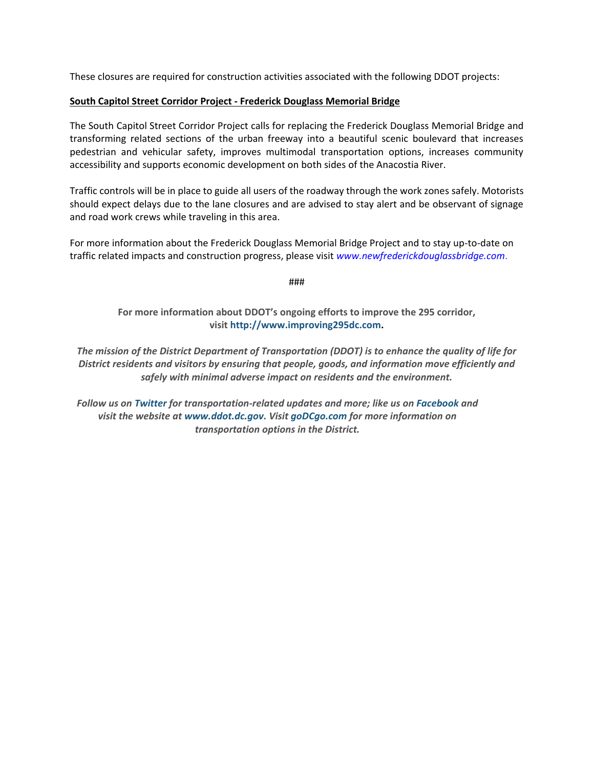These closures are required for construction activities associated with the following DDOT projects:

**South Capitol Street Corridor Project - Frederick Douglass Memorial Bridge**

The South Capitol Street Corridor Project calls for replacing the Frederick Douglass Memorial Bridge and transforming related sections of the urban freeway into a beautiful scenic boulevard that increases pedestrian and vehicular safety, improves multimodal transportation options, increases community accessibility and supports economic development on both sides of the Anacostia River.

Traffic controls will be in place to guide all users of the roadway through the work zones safely. Motorists should expect delays due to the lane closures and are advised to stay alert and be observant of signage and road work crews while traveling in this area.

For more information about the Frederick Douglass Memorial Bridge Project and to stay up-to-date on traffic related impacts and construction progress, please visit *www.newfrederickdouglassbridge.com*.

###

**For more information about DDOT's ongoing efforts to improve the 295 corridor, visit http://www.improving295dc.com.**

***The mission of the District Department of Transportation (DDOT) is to enhance the quality of life for District residents and visitors by ensuring that people, goods, and information move efficiently and safely with minimal adverse impact on residents and the environment.***

***Follow us on Twitter for transportation-related updates and more; like us on Facebook and visit the website at www.ddot.dc.gov. Visit goDCgo.com for more information on transportation options in the District.***